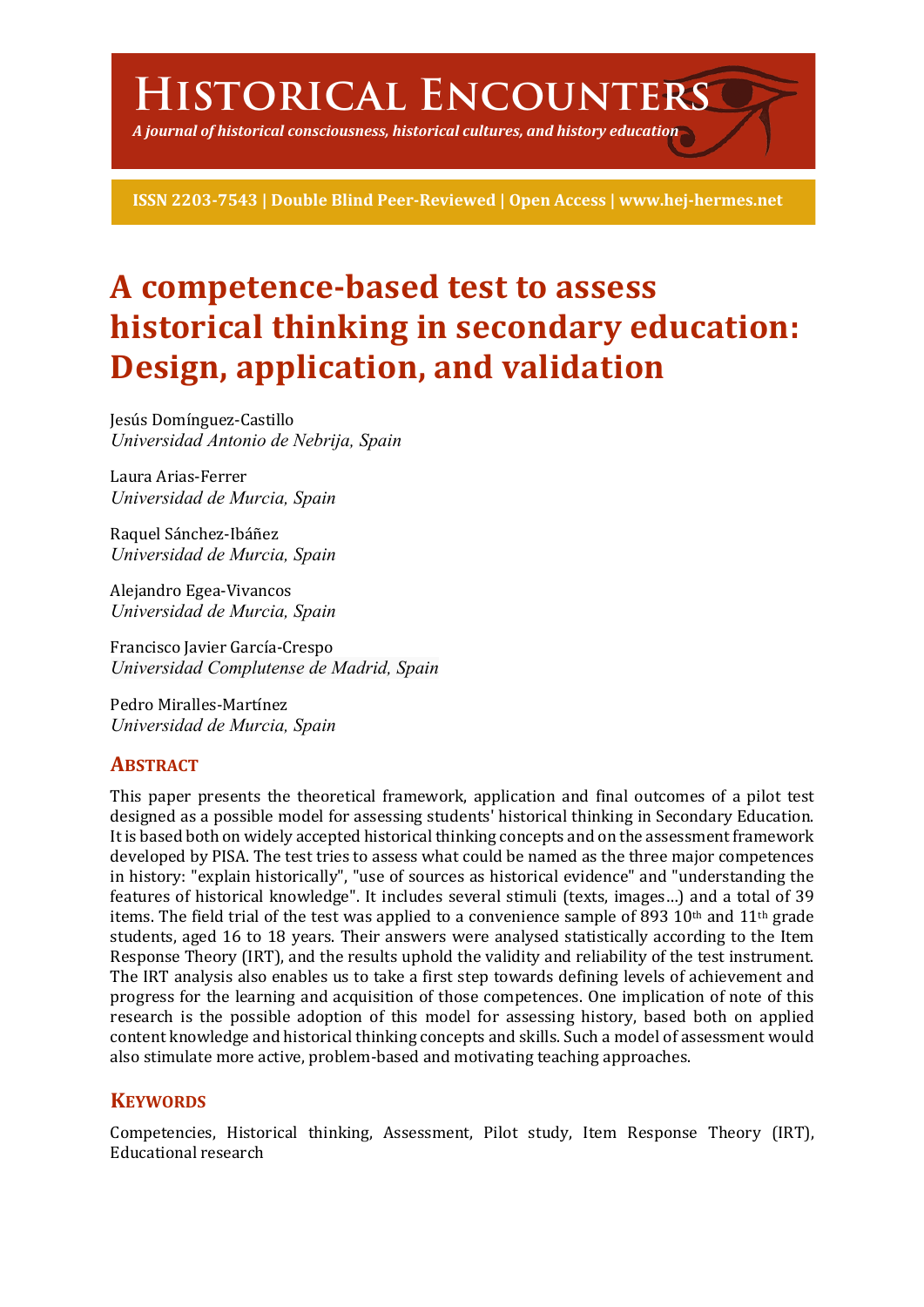# Historical Encounters

*A journal of historical consciousness, historical cultures, and history education*

**ISSN 2203-7543 | Double Blind Peer-Reviewed | Open Access | www.hej-hermes.net**

# A competence-based test to assess historical thinking in secondary education: Design, application, and validation

Jesús Domínguez-Castillo
*Universidad Antonio de Nebrija, Spain*

Laura Arias-Ferrer
*Universidad de Murcia, Spain*

Raquel Sánchez-Ibáñez
*Universidad de Murcia, Spain*

Alejandro Egea-Vivancos
*Universidad de Murcia, Spain*

Francisco Javier García-Crespo
*Universidad Complutense de Madrid, Spain*

Pedro Miralles-Martínez
*Universidad de Murcia, Spain*

## Abstract

This paper presents the theoretical framework, application and final outcomes of a pilot test designed as a possible model for assessing students' historical thinking in Secondary Education. It is based both on widely accepted historical thinking concepts and on the assessment framework developed by PISA. The test tries to assess what could be named as the three major competences in history: "explain historically", "use of sources as historical evidence" and "understanding the features of historical knowledge". It includes several stimuli (texts, images…) and a total of 39 items. The field trial of the test was applied to a convenience sample of 893 10th and 11th grade students, aged 16 to 18 years. Their answers were analysed statistically according to the Item Response Theory (IRT), and the results uphold the validity and reliability of the test instrument. The IRT analysis also enables us to take a first step towards defining levels of achievement and progress for the learning and acquisition of those competences. One implication of note of this research is the possible adoption of this model for assessing history, based both on applied content knowledge and historical thinking concepts and skills. Such a model of assessment would also stimulate more active, problem-based and motivating teaching approaches.

## Keywords

Competencies, Historical thinking, Assessment, Pilot study, Item Response Theory (IRT), Educational research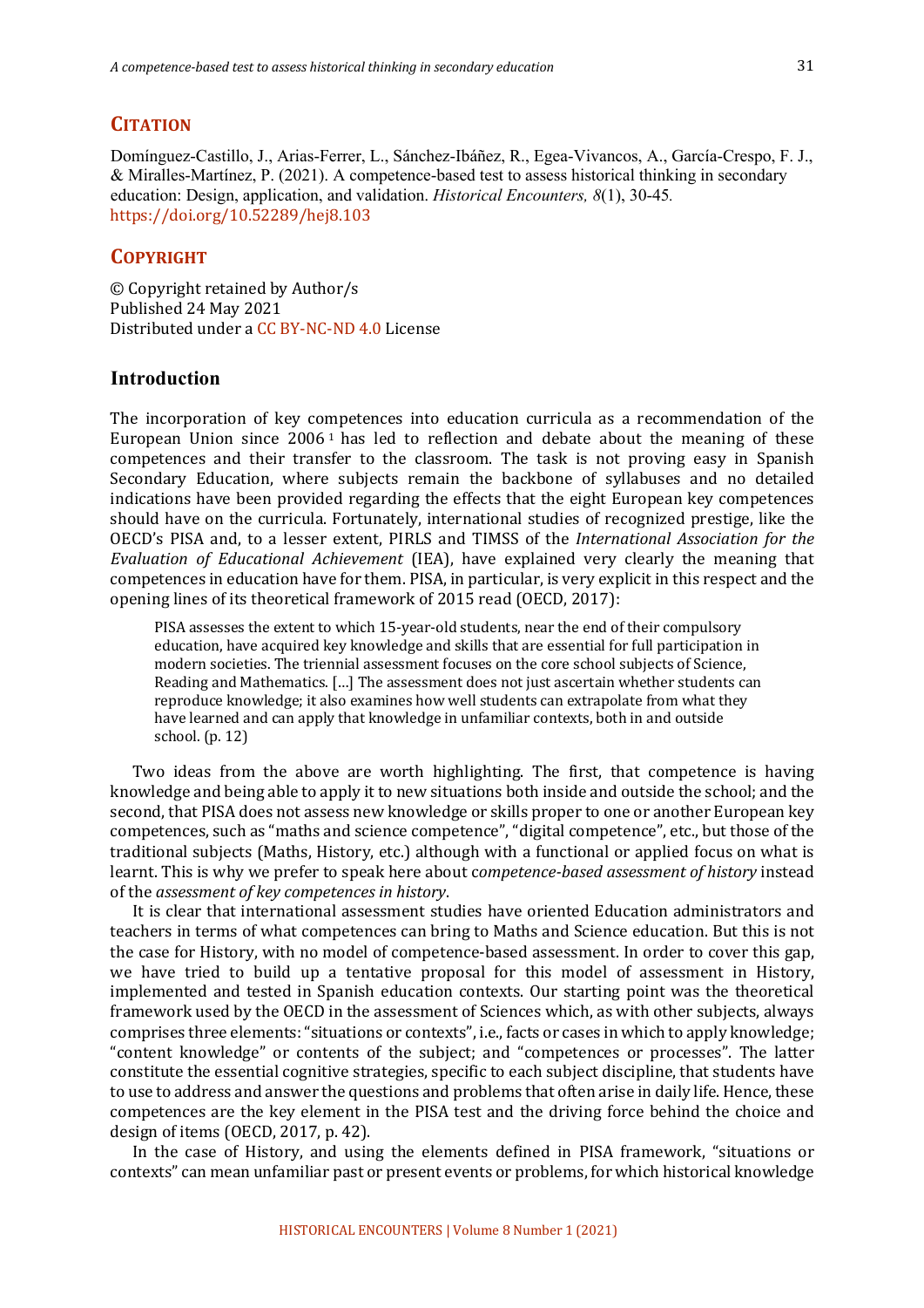## CITATION

Domínguez-Castillo, J., Arias-Ferrer, L., Sánchez-Ibáñez, R., Egea-Vivancos, A., García-Crespo, F. J., & Miralles-Martínez, P. (2021). A competence-based test to assess historical thinking in secondary education: Design, application, and validation. *Historical Encounters, 8*(1), 30-45. https://doi.org/10.52289/hej8.103

## COPYRIGHT

© Copyright retained by Author/s
Published 24 May 2021
Distributed under a CC BY-NC-ND 4.0 License

## Introduction

The incorporation of key competences into education curricula as a recommendation of the European Union since 2006 [1] has led to reflection and debate about the meaning of these competences and their transfer to the classroom. The task is not proving easy in Spanish Secondary Education, where subjects remain the backbone of syllabuses and no detailed indications have been provided regarding the effects that the eight European key competences should have on the curricula. Fortunately, international studies of recognized prestige, like the OECD's PISA and, to a lesser extent, PIRLS and TIMSS of the *International Association for the Evaluation of Educational Achievement* (IEA), have explained very clearly the meaning that competences in education have for them. PISA, in particular, is very explicit in this respect and the opening lines of its theoretical framework of 2015 read (OECD, 2017):

> PISA assesses the extent to which 15-year-old students, near the end of their compulsory education, have acquired key knowledge and skills that are essential for full participation in modern societies. The triennial assessment focuses on the core school subjects of Science, Reading and Mathematics. […] The assessment does not just ascertain whether students can reproduce knowledge; it also examines how well students can extrapolate from what they have learned and can apply that knowledge in unfamiliar contexts, both in and outside school. (p. 12)

Two ideas from the above are worth highlighting. The first, that competence is having knowledge and being able to apply it to new situations both inside and outside the school; and the second, that PISA does not assess new knowledge or skills proper to one or another European key competences, such as "maths and science competence", "digital competence", etc., but those of the traditional subjects (Maths, History, etc.) although with a functional or applied focus on what is learnt. This is why we prefer to speak here about *competence-based assessment of history* instead of the *assessment of key competences in history*.

It is clear that international assessment studies have oriented Education administrators and teachers in terms of what competences can bring to Maths and Science education. But this is not the case for History, with no model of competence-based assessment. In order to cover this gap, we have tried to build up a tentative proposal for this model of assessment in History, implemented and tested in Spanish education contexts. Our starting point was the theoretical framework used by the OECD in the assessment of Sciences which, as with other subjects, always comprises three elements: "situations or contexts", i.e., facts or cases in which to apply knowledge; "content knowledge" or contents of the subject; and "competences or processes". The latter constitute the essential cognitive strategies, specific to each subject discipline, that students have to use to address and answer the questions and problems that often arise in daily life. Hence, these competences are the key element in the PISA test and the driving force behind the choice and design of items (OECD, 2017, p. 42).

In the case of History, and using the elements defined in PISA framework, "situations or contexts" can mean unfamiliar past or present events or problems, for which historical knowledge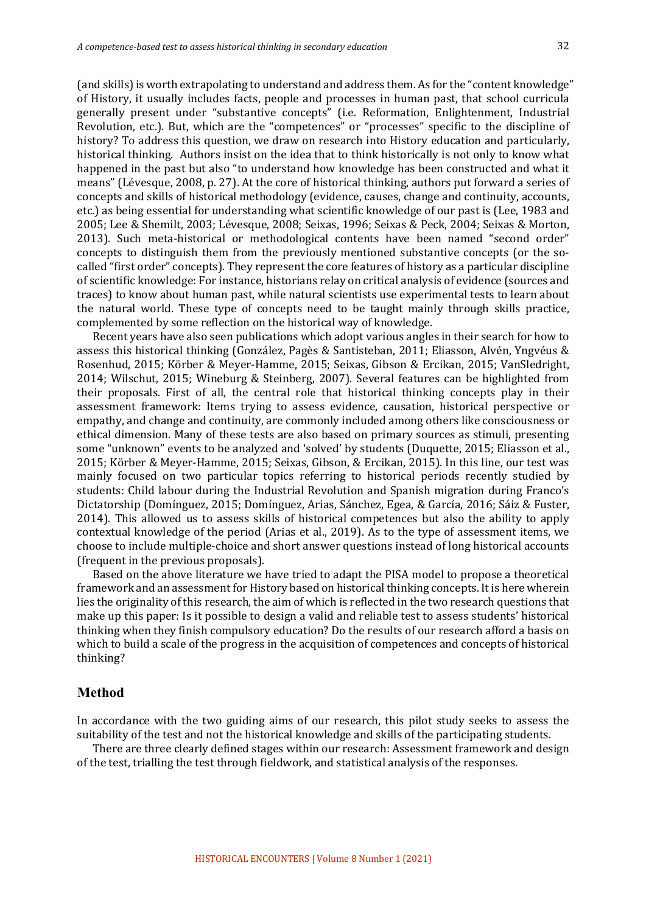(and skills) is worth extrapolating to understand and address them. As for the "content knowledge" of History, it usually includes facts, people and processes in human past, that school curricula generally present under "substantive concepts" (i.e. Reformation, Enlightenment, Industrial Revolution, etc.). But, which are the "competences" or "processes" specific to the discipline of history? To address this question, we draw on research into History education and particularly, historical thinking. Authors insist on the idea that to think historically is not only to know what happened in the past but also "to understand how knowledge has been constructed and what it means" (Lévesque, 2008, p. 27). At the core of historical thinking, authors put forward a series of concepts and skills of historical methodology (evidence, causes, change and continuity, accounts, etc.) as being essential for understanding what scientific knowledge of our past is (Lee, 1983 and 2005; Lee & Shemilt, 2003; Lévesque, 2008; Seixas, 1996; Seixas & Peck, 2004; Seixas & Morton, 2013). Such meta-historical or methodological contents have been named "second order" concepts to distinguish them from the previously mentioned substantive concepts (or the so-called "first order" concepts). They represent the core features of history as a particular discipline of scientific knowledge: For instance, historians relay on critical analysis of evidence (sources and traces) to know about human past, while natural scientists use experimental tests to learn about the natural world. These type of concepts need to be taught mainly through skills practice, complemented by some reflection on the historical way of knowledge.

Recent years have also seen publications which adopt various angles in their search for how to assess this historical thinking (González, Pagès & Santisteban, 2011; Eliasson, Alvén, Yngvéus & Rosenhud, 2015; Körber & Meyer-Hamme, 2015; Seixas, Gibson & Ercikan, 2015; VanSledright, 2014; Wilschut, 2015; Wineburg & Steinberg, 2007). Several features can be highlighted from their proposals. First of all, the central role that historical thinking concepts play in their assessment framework: Items trying to assess evidence, causation, historical perspective or empathy, and change and continuity, are commonly included among others like consciousness or ethical dimension. Many of these tests are also based on primary sources as stimuli, presenting some "unknown" events to be analyzed and 'solved' by students (Duquette, 2015; Eliasson et al., 2015; Körber & Meyer-Hamme, 2015; Seixas, Gibson, & Ercikan, 2015). In this line, our test was mainly focused on two particular topics referring to historical periods recently studied by students: Child labour during the Industrial Revolution and Spanish migration during Franco's Dictatorship (Domínguez, 2015; Domínguez, Arias, Sánchez, Egea, & García, 2016; Sáiz & Fuster, 2014). This allowed us to assess skills of historical competences but also the ability to apply contextual knowledge of the period (Arias et al., 2019). As to the type of assessment items, we choose to include multiple-choice and short answer questions instead of long historical accounts (frequent in the previous proposals).

Based on the above literature we have tried to adapt the PISA model to propose a theoretical framework and an assessment for History based on historical thinking concepts. It is here wherein lies the originality of this research, the aim of which is reflected in the two research questions that make up this paper: Is it possible to design a valid and reliable test to assess students' historical thinking when they finish compulsory education? Do the results of our research afford a basis on which to build a scale of the progress in the acquisition of competences and concepts of historical thinking?

## Method

In accordance with the two guiding aims of our research, this pilot study seeks to assess the suitability of the test and not the historical knowledge and skills of the participating students.

There are three clearly defined stages within our research: Assessment framework and design of the test, trialling the test through fieldwork, and statistical analysis of the responses.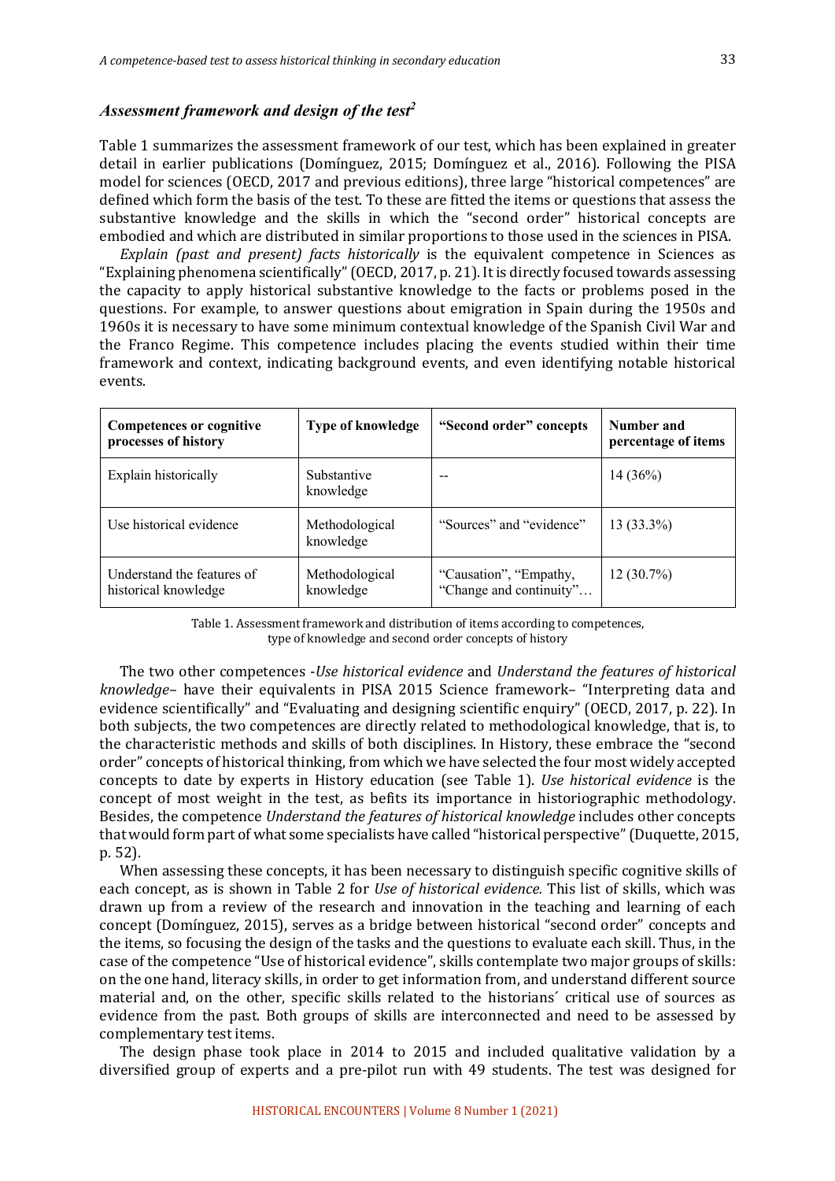### *Assessment framework and design of the test*[2]

Table 1 summarizes the assessment framework of our test, which has been explained in greater detail in earlier publications (Domínguez, 2015; Domínguez et al., 2016). Following the PISA model for sciences (OECD, 2017 and previous editions), three large "historical competences" are defined which form the basis of the test. To these are fitted the items or questions that assess the substantive knowledge and the skills in which the "second order" historical concepts are embodied and which are distributed in similar proportions to those used in the sciences in PISA.

*Explain (past and present) facts historically* is the equivalent competence in Sciences as "Explaining phenomena scientifically" (OECD, 2017, p. 21). It is directly focused towards assessing the capacity to apply historical substantive knowledge to the facts or problems posed in the questions. For example, to answer questions about emigration in Spain during the 1950s and 1960s it is necessary to have some minimum contextual knowledge of the Spanish Civil War and the Franco Regime. This competence includes placing the events studied within their time framework and context, indicating background events, and even identifying notable historical events.

| Competences or cognitive processes of history | Type of knowledge | "Second order" concepts | Number and percentage of items |
|---|---|---|---|
| Explain historically | Substantive knowledge | -- | 14 (36%) |
| Use historical evidence | Methodological knowledge | "Sources" and "evidence" | 13 (33.3%) |
| Understand the features of historical knowledge | Methodological knowledge | "Causation", "Empathy, "Change and continuity"… | 12 (30.7%) |

Table 1. Assessment framework and distribution of items according to competences, type of knowledge and second order concepts of history

The two other competences -*Use historical evidence* and *Understand the features of historical knowledge*– have their equivalents in PISA 2015 Science framework– "Interpreting data and evidence scientifically" and "Evaluating and designing scientific enquiry" (OECD, 2017, p. 22). In both subjects, the two competences are directly related to methodological knowledge, that is, to the characteristic methods and skills of both disciplines. In History, these embrace the "second order" concepts of historical thinking, from which we have selected the four most widely accepted concepts to date by experts in History education (see Table 1). *Use historical evidence* is the concept of most weight in the test, as befits its importance in historiographic methodology. Besides, the competence *Understand the features of historical knowledge* includes other concepts that would form part of what some specialists have called "historical perspective" (Duquette, 2015, p. 52).

When assessing these concepts, it has been necessary to distinguish specific cognitive skills of each concept, as is shown in Table 2 for *Use of historical evidence.* This list of skills, which was drawn up from a review of the research and innovation in the teaching and learning of each concept (Domínguez, 2015), serves as a bridge between historical "second order" concepts and the items, so focusing the design of the tasks and the questions to evaluate each skill. Thus, in the case of the competence "Use of historical evidence", skills contemplate two major groups of skills: on the one hand, literacy skills, in order to get information from, and understand different source material and, on the other, specific skills related to the historians´ critical use of sources as evidence from the past. Both groups of skills are interconnected and need to be assessed by complementary test items.

The design phase took place in 2014 to 2015 and included qualitative validation by a diversified group of experts and a pre-pilot run with 49 students. The test was designed for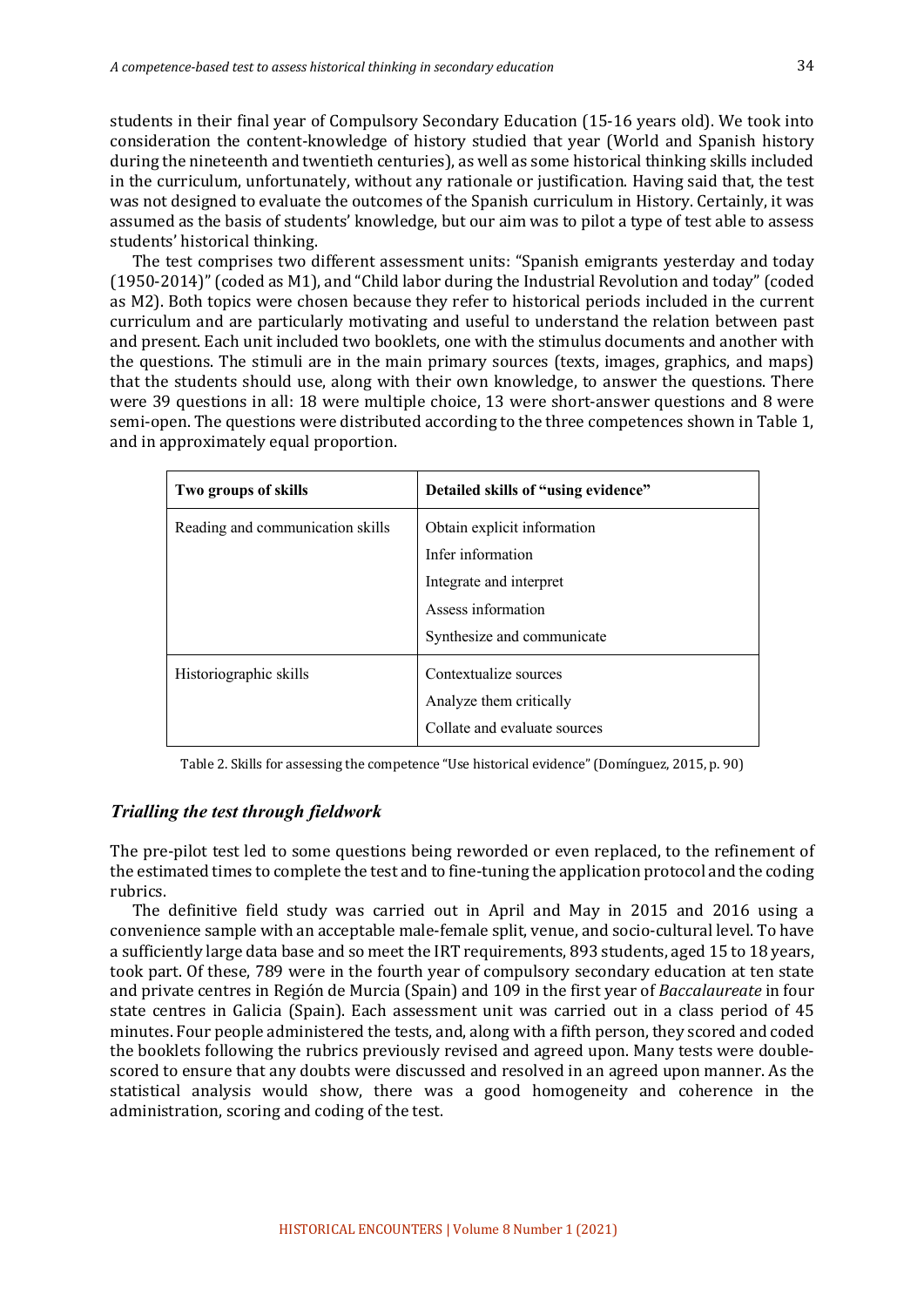students in their final year of Compulsory Secondary Education (15-16 years old). We took into consideration the content-knowledge of history studied that year (World and Spanish history during the nineteenth and twentieth centuries), as well as some historical thinking skills included in the curriculum, unfortunately, without any rationale or justification. Having said that, the test was not designed to evaluate the outcomes of the Spanish curriculum in History. Certainly, it was assumed as the basis of students' knowledge, but our aim was to pilot a type of test able to assess students' historical thinking.

The test comprises two different assessment units: "Spanish emigrants yesterday and today (1950-2014)" (coded as M1), and "Child labor during the Industrial Revolution and today" (coded as M2). Both topics were chosen because they refer to historical periods included in the current curriculum and are particularly motivating and useful to understand the relation between past and present. Each unit included two booklets, one with the stimulus documents and another with the questions. The stimuli are in the main primary sources (texts, images, graphics, and maps) that the students should use, along with their own knowledge, to answer the questions. There were 39 questions in all: 18 were multiple choice, 13 were short-answer questions and 8 were semi-open. The questions were distributed according to the three competences shown in Table 1, and in approximately equal proportion.

| Two groups of skills | Detailed skills of "using evidence" |
| --- | --- |
| Reading and communication skills | Obtain explicit information<br>Infer information<br>Integrate and interpret<br>Assess information<br>Synthesize and communicate |
| Historiographic skills | Contextualize sources<br>Analyze them critically<br>Collate and evaluate sources |

Table 2. Skills for assessing the competence "Use historical evidence" (Domínguez, 2015, p. 90)

### *Trialling the test through fieldwork*

The pre-pilot test led to some questions being reworded or even replaced, to the refinement of the estimated times to complete the test and to fine-tuning the application protocol and the coding rubrics.

The definitive field study was carried out in April and May in 2015 and 2016 using a convenience sample with an acceptable male-female split, venue, and socio-cultural level. To have a sufficiently large data base and so meet the IRT requirements, 893 students, aged 15 to 18 years, took part. Of these, 789 were in the fourth year of compulsory secondary education at ten state and private centres in Región de Murcia (Spain) and 109 in the first year of *Baccalaureate* in four state centres in Galicia (Spain). Each assessment unit was carried out in a class period of 45 minutes. Four people administered the tests, and, along with a fifth person, they scored and coded the booklets following the rubrics previously revised and agreed upon. Many tests were double-scored to ensure that any doubts were discussed and resolved in an agreed upon manner. As the statistical analysis would show, there was a good homogeneity and coherence in the administration, scoring and coding of the test.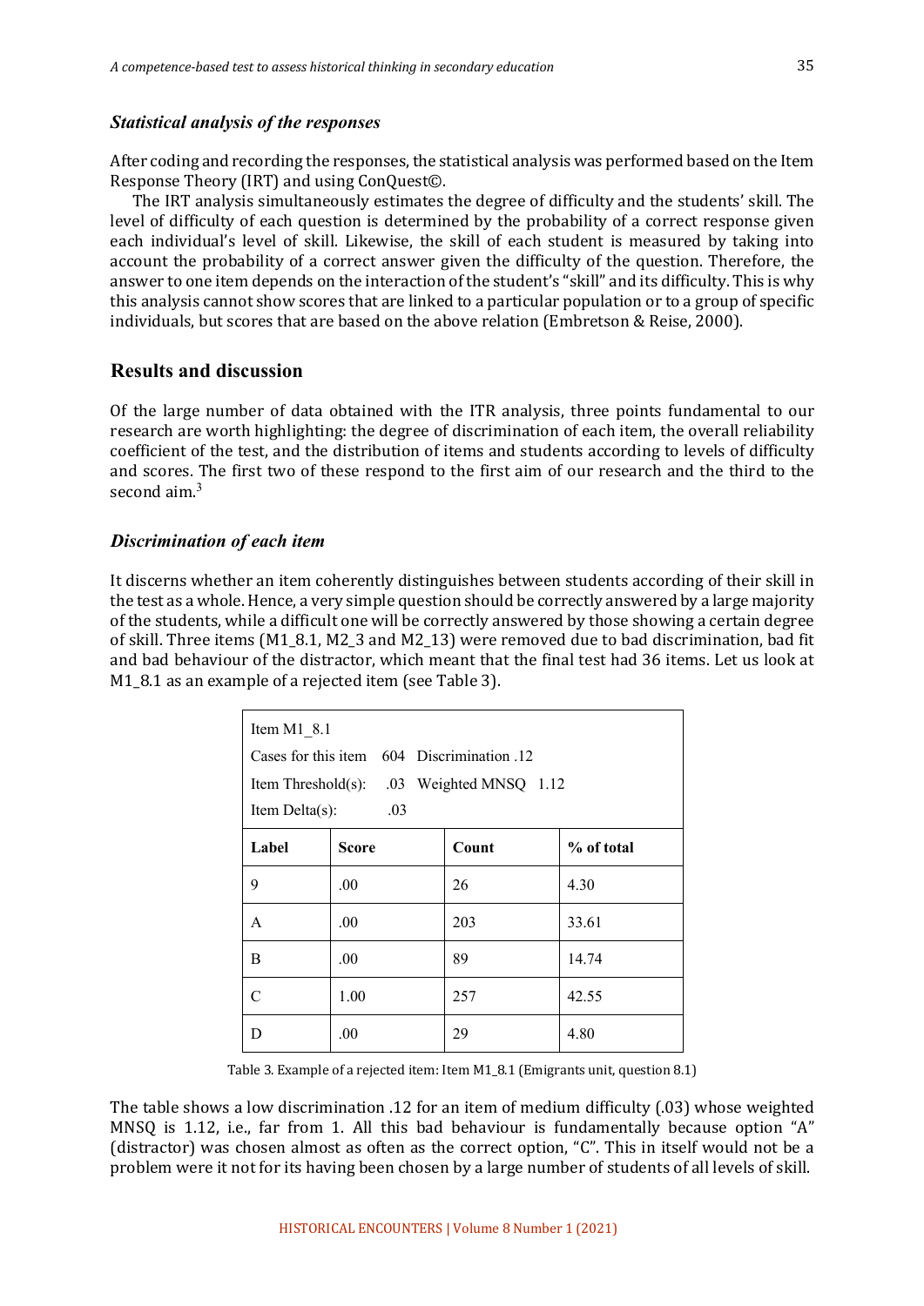### *Statistical analysis of the responses*

After coding and recording the responses, the statistical analysis was performed based on the Item Response Theory (IRT) and using ConQuest©.

The IRT analysis simultaneously estimates the degree of difficulty and the students' skill. The level of difficulty of each question is determined by the probability of a correct response given each individual's level of skill. Likewise, the skill of each student is measured by taking into account the probability of a correct answer given the difficulty of the question. Therefore, the answer to one item depends on the interaction of the student's "skill" and its difficulty. This is why this analysis cannot show scores that are linked to a particular population or to a group of specific individuals, but scores that are based on the above relation (Embretson & Reise, 2000).

## Results and discussion

Of the large number of data obtained with the ITR analysis, three points fundamental to our research are worth highlighting: the degree of discrimination of each item, the overall reliability coefficient of the test, and the distribution of items and students according to levels of difficulty and scores. The first two of these respond to the first aim of our research and the third to the second aim.[3]

### *Discrimination of each item*

It discerns whether an item coherently distinguishes between students according of their skill in the test as a whole. Hence, a very simple question should be correctly answered by a large majority of the students, while a difficult one will be correctly answered by those showing a certain degree of skill. Three items (M1_8.1, M2_3 and M2_13) were removed due to bad discrimination, bad fit and bad behaviour of the distractor, which meant that the final test had 36 items. Let us look at M1_8.1 as an example of a rejected item (see Table 3).

| Item M1_8.1<br>Cases for this item 604 Discrimination .12<br>Item Threshold(s): .03 Weighted MNSQ 1.12<br>Item Delta(s): .03 | | | |
|---|---|---|---|
| **Label** | **Score** | **Count** | **% of total** |
| 9 | .00 | 26 | 4.30 |
| A | .00 | 203 | 33.61 |
| B | .00 | 89 | 14.74 |
| C | 1.00 | 257 | 42.55 |
| D | .00 | 29 | 4.80 |

Table 3. Example of a rejected item: Item M1_8.1 (Emigrants unit, question 8.1)

The table shows a low discrimination .12 for an item of medium difficulty (.03) whose weighted MNSQ is 1.12, i.e., far from 1. All this bad behaviour is fundamentally because option "A" (distractor) was chosen almost as often as the correct option, "C". This in itself would not be a problem were it not for its having been chosen by a large number of students of all levels of skill.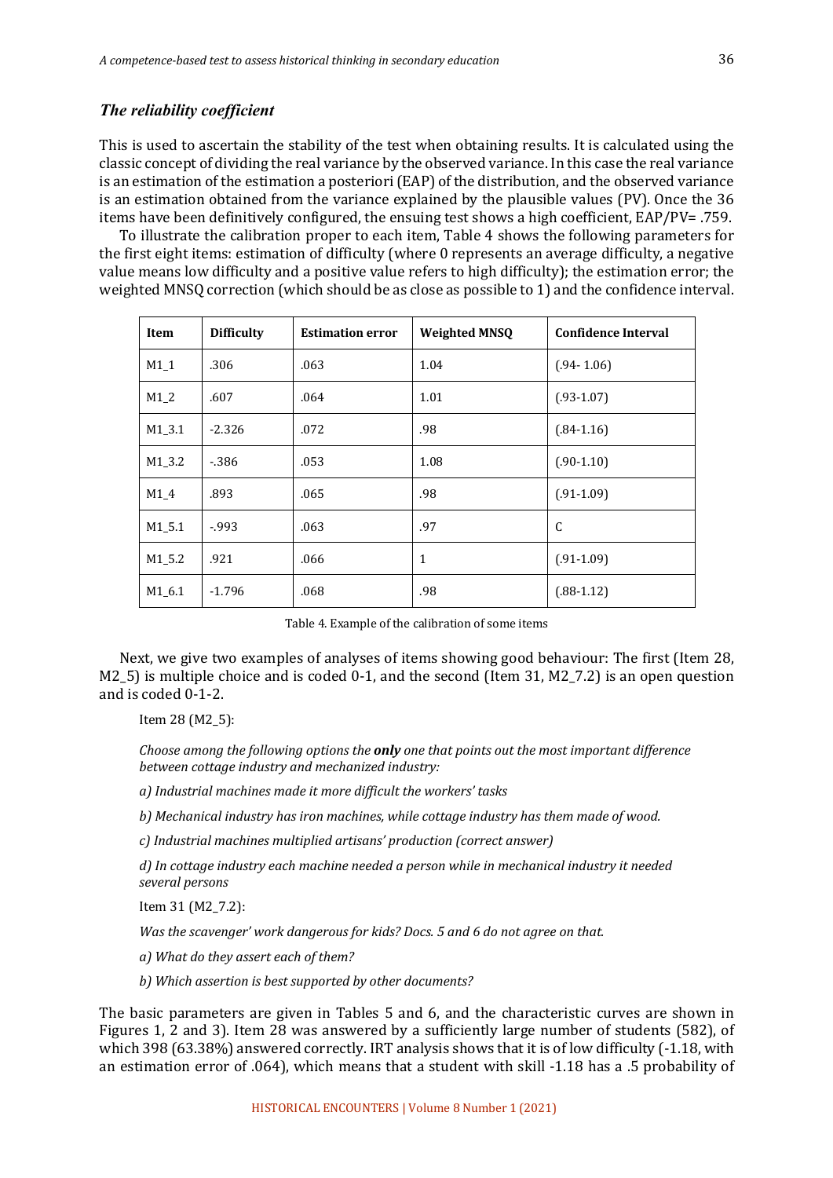### *The reliability coefficient*

This is used to ascertain the stability of the test when obtaining results. It is calculated using the classic concept of dividing the real variance by the observed variance. In this case the real variance is an estimation of the estimation a posteriori (EAP) of the distribution, and the observed variance is an estimation obtained from the variance explained by the plausible values (PV). Once the 36 items have been definitively configured, the ensuing test shows a high coefficient, EAP/PV= .759.

To illustrate the calibration proper to each item, Table 4 shows the following parameters for the first eight items: estimation of difficulty (where 0 represents an average difficulty, a negative value means low difficulty and a positive value refers to high difficulty); the estimation error; the weighted MNSQ correction (which should be as close as possible to 1) and the confidence interval.

| Item | Difficulty | Estimation error | Weighted MNSQ | Confidence Interval |
|---|---|---|---|---|
| M1_1 | .306 | .063 | 1.04 | (.94- 1.06) |
| M1_2 | .607 | .064 | 1.01 | (.93-1.07) |
| M1_3.1 | -2.326 | .072 | .98 | (.84-1.16) |
| M1_3.2 | -.386 | .053 | 1.08 | (.90-1.10) |
| M1_4 | .893 | .065 | .98 | (.91-1.09) |
| M1_5.1 | -.993 | .063 | .97 | C |
| M1_5.2 | .921 | .066 | 1 | (.91-1.09) |
| M1_6.1 | -1.796 | .068 | .98 | (.88-1.12) |

Table 4. Example of the calibration of some items

Next, we give two examples of analyses of items showing good behaviour: The first (Item 28, M2_5) is multiple choice and is coded 0-1, and the second (Item 31, M2_7.2) is an open question and is coded 0-1-2.

Item 28 (M2_5):

*Choose among the following options the **only** one that points out the most important difference between cottage industry and mechanized industry:*

*a) Industrial machines made it more difficult the workers' tasks*

*b) Mechanical industry has iron machines, while cottage industry has them made of wood.*

*c) Industrial machines multiplied artisans' production (correct answer)*

*d) In cottage industry each machine needed a person while in mechanical industry it needed several persons*

Item 31 (M2_7.2):

*Was the scavenger' work dangerous for kids? Docs. 5 and 6 do not agree on that.*

*a) What do they assert each of them?*

*b) Which assertion is best supported by other documents?*

The basic parameters are given in Tables 5 and 6, and the characteristic curves are shown in Figures 1, 2 and 3). Item 28 was answered by a sufficiently large number of students (582), of which 398 (63.38%) answered correctly. IRT analysis shows that it is of low difficulty (-1.18, with an estimation error of .064), which means that a student with skill -1.18 has a .5 probability of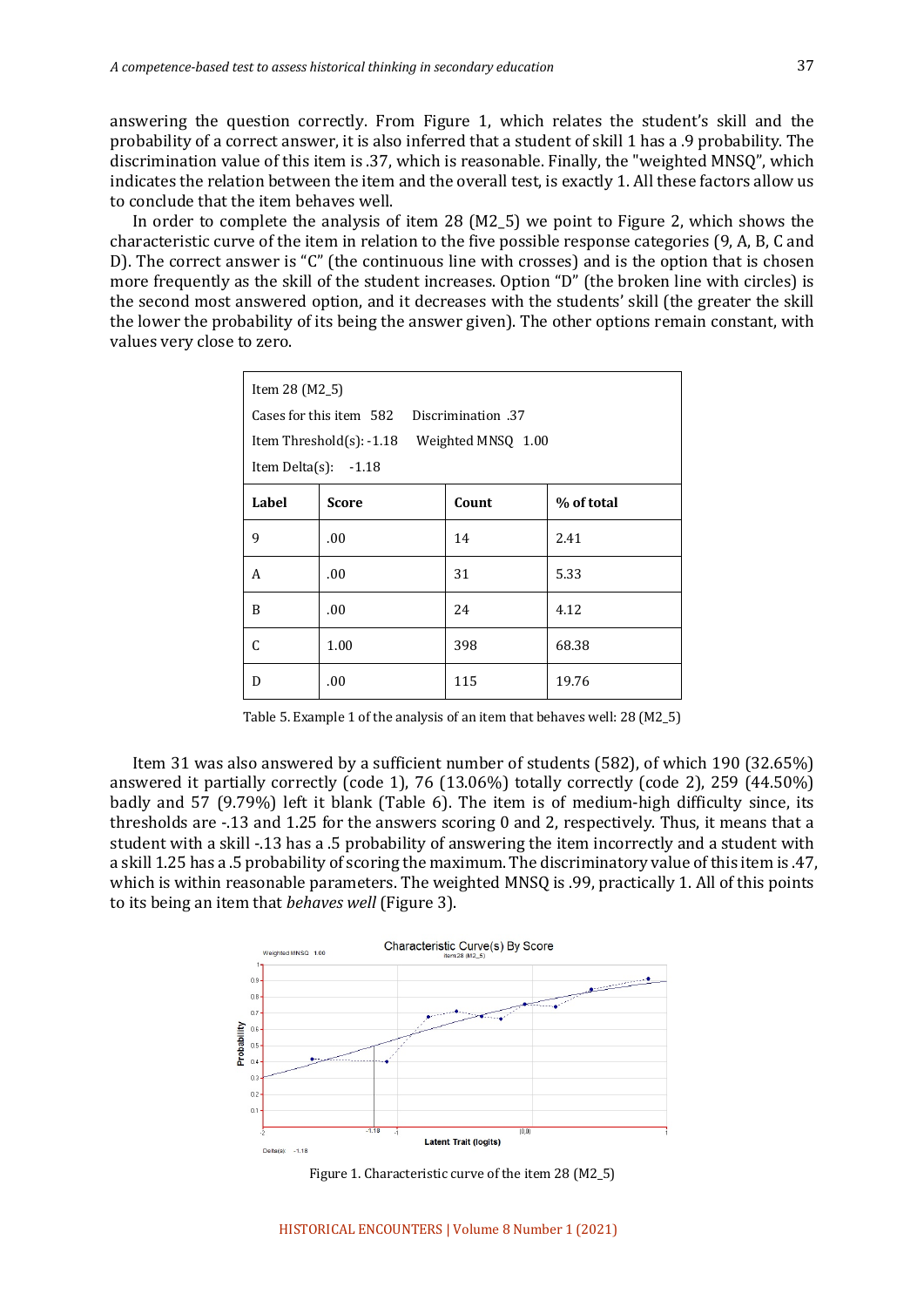answering the question correctly. From Figure 1, which relates the student's skill and the probability of a correct answer, it is also inferred that a student of skill 1 has a .9 probability. The discrimination value of this item is .37, which is reasonable. Finally, the "weighted MNSQ", which indicates the relation between the item and the overall test, is exactly 1. All these factors allow us to conclude that the item behaves well.

In order to complete the analysis of item 28 (M2_5) we point to Figure 2, which shows the characteristic curve of the item in relation to the five possible response categories (9, A, B, C and D). The correct answer is "C" (the continuous line with crosses) and is the option that is chosen more frequently as the skill of the student increases. Option "D" (the broken line with circles) is the second most answered option, and it decreases with the students' skill (the greater the skill the lower the probability of its being the answer given). The other options remain constant, with values very close to zero.

| Item 28 (M2_5)<br>Cases for this item 582 Discrimination .37<br>Item Threshold(s): -1.18 Weighted MNSQ 1.00<br>Item Delta(s): -1.18 | | | |
|---|---|---|---|
| **Label** | **Score** | **Count** | **% of total** |
| 9 | .00 | 14 | 2.41 |
| A | .00 | 31 | 5.33 |
| B | .00 | 24 | 4.12 |
| C | 1.00 | 398 | 68.38 |
| D | .00 | 115 | 19.76 |

Table 5. Example 1 of the analysis of an item that behaves well: 28 (M2_5)

Item 31 was also answered by a sufficient number of students (582), of which 190 (32.65%) answered it partially correctly (code 1), 76 (13.06%) totally correctly (code 2), 259 (44.50%) badly and 57 (9.79%) left it blank (Table 6). The item is of medium-high difficulty since, its thresholds are -.13 and 1.25 for the answers scoring 0 and 2, respectively. Thus, it means that a student with a skill -.13 has a .5 probability of answering the item incorrectly and a student with a skill 1.25 has a .5 probability of scoring the maximum. The discriminatory value of this item is .47, which is within reasonable parameters. The weighted MNSQ is .99, practically 1. All of this points to its being an item that *behaves well* (Figure 3).

Figure 1. Characteristic curve of the item 28 (M2_5)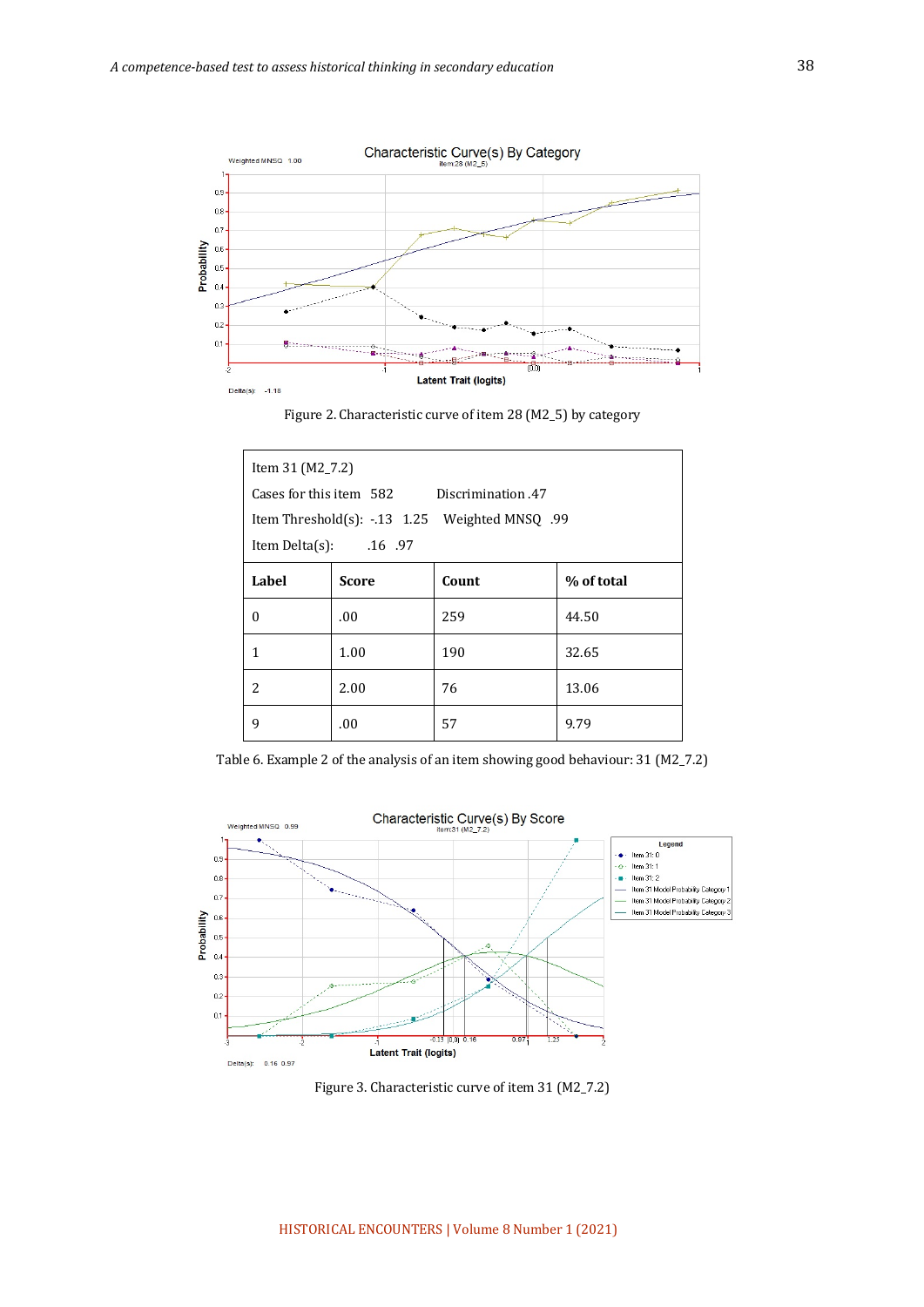Figure 2. Characteristic curve of item 28 (M2_5) by category

| Item 31 (M2_7.2) | | | |
|---|---|---|---|
| Cases for this item 582 | Discrimination .47 | | |
| Item Threshold(s): -.13 1.25 | Weighted MNSQ .99 | | |
| Item Delta(s): .16 .97 | | | |
| **Label** | **Score** | **Count** | **% of total** |
| 0 | .00 | 259 | 44.50 |
| 1 | 1.00 | 190 | 32.65 |
| 2 | 2.00 | 76 | 13.06 |
| 9 | .00 | 57 | 9.79 |

Table 6. Example 2 of the analysis of an item showing good behaviour: 31 (M2_7.2)

Figure 3. Characteristic curve of item 31 (M2_7.2)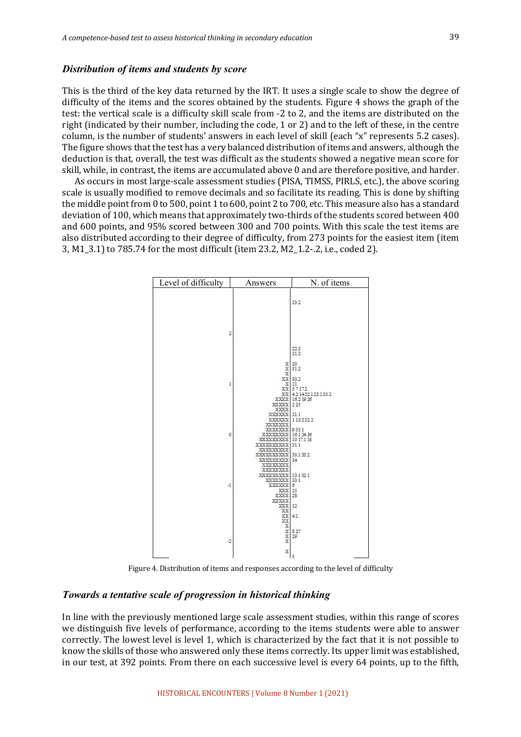### *Distribution of items and students by score*

This is the third of the key data returned by the IRT. It uses a single scale to show the degree of difficulty of the items and the scores obtained by the students. Figure 4 shows the graph of the test: the vertical scale is a difficulty skill scale from -2 to 2, and the items are distributed on the right (indicated by their number, including the code, 1 or 2) and to the left of these, in the centre column, is the number of students' answers in each level of skill (each "x" represents 5.2 cases). The figure shows that the test has a very balanced distribution of items and answers, although the deduction is that, overall, the test was difficult as the students showed a negative mean score for skill, while, in contrast, the items are accumulated above 0 and are therefore positive, and harder.

As occurs in most large-scale assessment studies (PISA, TIMSS, PIRLS, etc.), the above scoring scale is usually modified to remove decimals and so facilitate its reading. This is done by shifting the middle point from 0 to 500, point 1 to 600, point 2 to 700, etc. This measure also has a standard deviation of 100, which means that approximately two-thirds of the students scored between 400 and 600 points, and 95% scored between 300 and 700 points. With this scale the test items are also distributed according to their degree of difficulty, from 273 points for the easiest item (item 3, M1_3.1) to 785.74 for the most difficult (item 23.2, M2_1.2-.2, i.e., coded 2).

| Level of difficulty | Answers | N. of items |
|---|---|---|
| | | 23.2 |
| 2 | | |
| | | 22.2 |
| | | 21.2 |
| | X | 20 |
| | X | 31.2 |
| | X | |
| | XX | 30.2 |
| 1 | X | 11 |
| | XX | 5 7 17.2 |
| | XX | 4.2 14 22.1 23.1 35.2 |
| | XXXX | 16.2 19 26 |
| | XXXXX | 2 25 |
| | XXXX | |
| | XXXXXX | 21.1 |
| | XXXXXX | 1 13.2 32.2 |
| | XXXXXXX | |
| | XXXXXXX | 9 35.1 |
| 0 | XXXXXXXX | 16.1 24 36 |
| | XXXXXXXX | 10 17.1 18 |
| | XXXXXXXXX | 31.1 |
| | XXXXXXXX | |
| | XXXXXXXXX | 30.1 33.2 |
| | XXXXXXXX | 34 |
| | XXXXXXX | |
| | XXXXXXX | |
| | XXXXXXXX | 13.1 32.1 |
| | XXXXXXX | 33.1 |
| -1 | XXXXX | 6 |
| | XXX | 15 |
| | XXXX | 28 |
| | XXXXX | |
| | XXX | 12 |
| | XX | |
| | XX | 4.1 |
| | XX | |
| | X | |
| | X | 8 27 |
| | X | 29 |
| -2 | X | |
| | X | 3 |

Figure 4. Distribution of items and responses according to the level of difficulty

### *Towards a tentative scale of progression in historical thinking*

In line with the previously mentioned large scale assessment studies, within this range of scores we distinguish five levels of performance, according to the items students were able to answer correctly. The lowest level is level 1, which is characterized by the fact that it is not possible to know the skills of those who answered only these items correctly. Its upper limit was established, in our test, at 392 points. From there on each successive level is every 64 points, up to the fifth,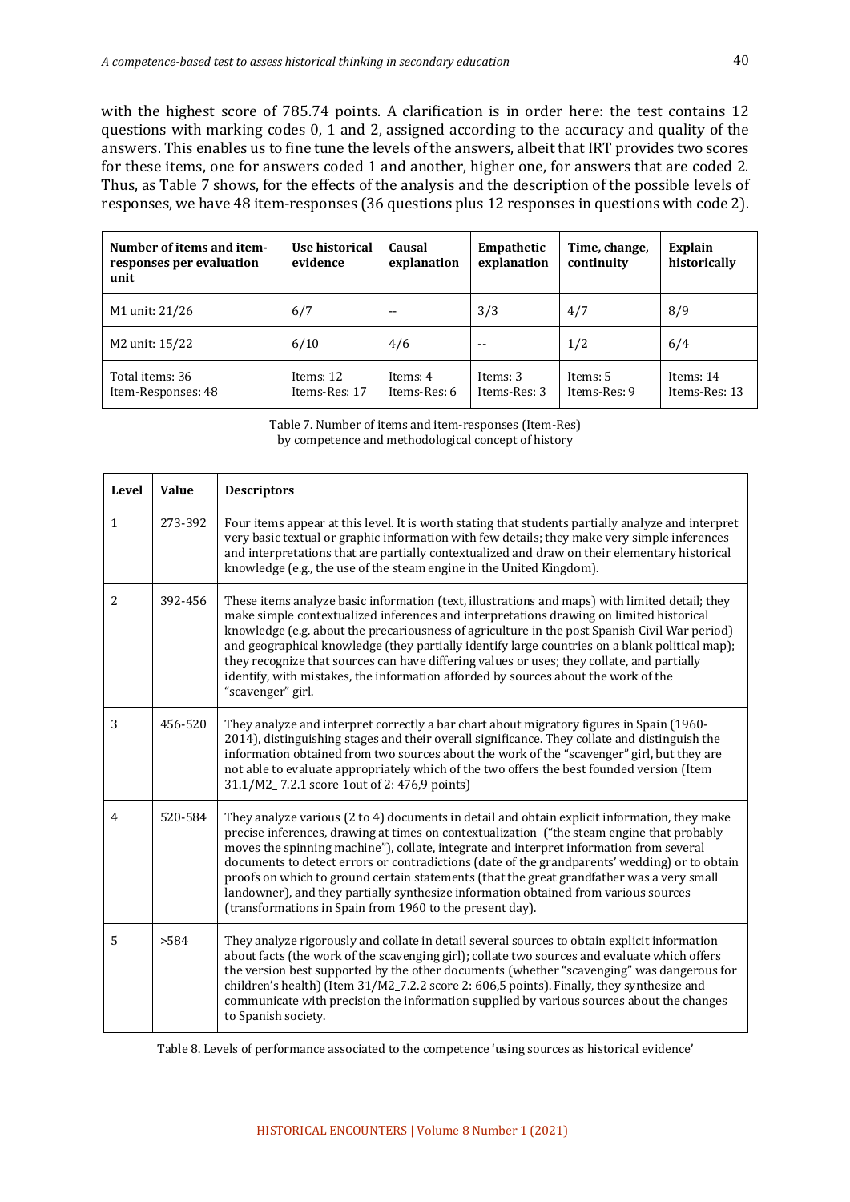with the highest score of 785.74 points. A clarification is in order here: the test contains 12 questions with marking codes 0, 1 and 2, assigned according to the accuracy and quality of the answers. This enables us to fine tune the levels of the answers, albeit that IRT provides two scores for these items, one for answers coded 1 and another, higher one, for answers that are coded 2. Thus, as Table 7 shows, for the effects of the analysis and the description of the possible levels of responses, we have 48 item-responses (36 questions plus 12 responses in questions with code 2).

| Number of items and item-responses per evaluation unit | Use historical evidence | Causal explanation | Empathetic explanation | Time, change, continuity | Explain historically |
|---|---|---|---|---|---|
| M1 unit: 21/26 | 6/7 | -- | 3/3 | 4/7 | 8/9 |
| M2 unit: 15/22 | 6/10 | 4/6 | -- | 1/2 | 6/4 |
| Total items: 36<br>Item-Responses: 48 | Items: 12<br>Items-Res: 17 | Items: 4<br>Items-Res: 6 | Items: 3<br>Items-Res: 3 | Items: 5<br>Items-Res: 9 | Items: 14<br>Items-Res: 13 |

Table 7. Number of items and item-responses (Item-Res) by competence and methodological concept of history

| Level | Value | Descriptors |
|---|---|---|
| 1 | 273-392 | Four items appear at this level. It is worth stating that students partially analyze and interpret very basic textual or graphic information with few details; they make very simple inferences and interpretations that are partially contextualized and draw on their elementary historical knowledge (e.g., the use of the steam engine in the United Kingdom). |
| 2 | 392-456 | These items analyze basic information (text, illustrations and maps) with limited detail; they make simple contextualized inferences and interpretations drawing on limited historical knowledge (e.g. about the precariousness of agriculture in the post Spanish Civil War period) and geographical knowledge (they partially identify large countries on a blank political map); they recognize that sources can have differing values or uses; they collate, and partially identify, with mistakes, the information afforded by sources about the work of the "scavenger" girl. |
| 3 | 456-520 | They analyze and interpret correctly a bar chart about migratory figures in Spain (1960-2014), distinguishing stages and their overall significance. They collate and distinguish the information obtained from two sources about the work of the "scavenger" girl, but they are not able to evaluate appropriately which of the two offers the best founded version (Item 31.1/M2_ 7.2.1 score 1out of 2: 476,9 points) |
| 4 | 520-584 | They analyze various (2 to 4) documents in detail and obtain explicit information, they make precise inferences, drawing at times on contextualization ("the steam engine that probably moves the spinning machine"), collate, integrate and interpret information from several documents to detect errors or contradictions (date of the grandparents' wedding) or to obtain proofs on which to ground certain statements (that the great grandfather was a very small landowner), and they partially synthesize information obtained from various sources (transformations in Spain from 1960 to the present day). |
| 5 | >584 | They analyze rigorously and collate in detail several sources to obtain explicit information about facts (the work of the scavenging girl); collate two sources and evaluate which offers the version best supported by the other documents (whether "scavenging" was dangerous for children's health) (Item 31/M2_7.2.2 score 2: 606,5 points). Finally, they synthesize and communicate with precision the information supplied by various sources about the changes to Spanish society. |

Table 8. Levels of performance associated to the competence 'using sources as historical evidence'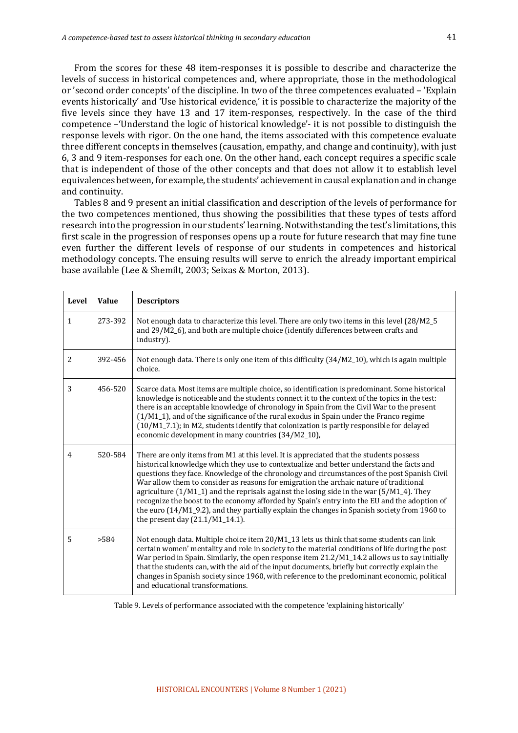From the scores for these 48 item-responses it is possible to describe and characterize the levels of success in historical competences and, where appropriate, those in the methodological or 'second order concepts' of the discipline. In two of the three competences evaluated – 'Explain events historically' and 'Use historical evidence,' it is possible to characterize the majority of the five levels since they have 13 and 17 item-responses, respectively. In the case of the third competence –'Understand the logic of historical knowledge'- it is not possible to distinguish the response levels with rigor. On the one hand, the items associated with this competence evaluate three different concepts in themselves (causation, empathy, and change and continuity), with just 6, 3 and 9 item-responses for each one. On the other hand, each concept requires a specific scale that is independent of those of the other concepts and that does not allow it to establish level equivalences between, for example, the students' achievement in causal explanation and in change and continuity.

Tables 8 and 9 present an initial classification and description of the levels of performance for the two competences mentioned, thus showing the possibilities that these types of tests afford research into the progression in our students' learning. Notwithstanding the test's limitations, this first scale in the progression of responses opens up a route for future research that may fine tune even further the different levels of response of our students in competences and historical methodology concepts. The ensuing results will serve to enrich the already important empirical base available (Lee & Shemilt, 2003; Seixas & Morton, 2013).

| Level | Value | Descriptors |
|---|---|---|
| 1 | 273-392 | Not enough data to characterize this level. There are only two items in this level (28/M2_5 and 29/M2_6), and both are multiple choice (identify differences between crafts and industry). |
| 2 | 392-456 | Not enough data. There is only one item of this difficulty (34/M2_10), which is again multiple choice. |
| 3 | 456-520 | Scarce data. Most items are multiple choice, so identification is predominant. Some historical knowledge is noticeable and the students connect it to the context of the topics in the test: there is an acceptable knowledge of chronology in Spain from the Civil War to the present (1/M1_1), and of the significance of the rural exodus in Spain under the Franco regime (10/M1_7.1); in M2, students identify that colonization is partly responsible for delayed economic development in many countries (34/M2_10), |
| 4 | 520-584 | There are only items from M1 at this level. It is appreciated that the students possess historical knowledge which they use to contextualize and better understand the facts and questions they face. Knowledge of the chronology and circumstances of the post Spanish Civil War allow them to consider as reasons for emigration the archaic nature of traditional agriculture (1/M1_1) and the reprisals against the losing side in the war (5/M1_4). They recognize the boost to the economy afforded by Spain's entry into the EU and the adoption of the euro (14/M1_9.2), and they partially explain the changes in Spanish society from 1960 to the present day (21.1/M1_14.1). |
| 5 | >584 | Not enough data. Multiple choice item 20/M1_13 lets us think that some students can link certain women' mentality and role in society to the material conditions of life during the post War period in Spain. Similarly, the open response item 21.2/M1_14.2 allows us to say initially that the students can, with the aid of the input documents, briefly but correctly explain the changes in Spanish society since 1960, with reference to the predominant economic, political and educational transformations. |

Table 9. Levels of performance associated with the competence 'explaining historically'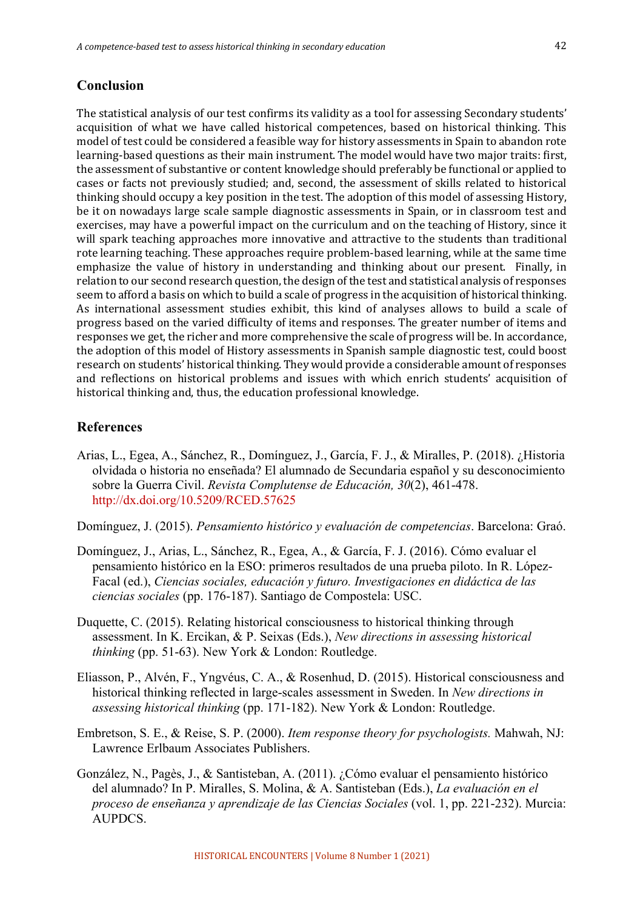## Conclusion

The statistical analysis of our test confirms its validity as a tool for assessing Secondary students' acquisition of what we have called historical competences, based on historical thinking. This model of test could be considered a feasible way for history assessments in Spain to abandon rote learning-based questions as their main instrument. The model would have two major traits: first, the assessment of substantive or content knowledge should preferably be functional or applied to cases or facts not previously studied; and, second, the assessment of skills related to historical thinking should occupy a key position in the test. The adoption of this model of assessing History, be it on nowadays large scale sample diagnostic assessments in Spain, or in classroom test and exercises, may have a powerful impact on the curriculum and on the teaching of History, since it will spark teaching approaches more innovative and attractive to the students than traditional rote learning teaching. These approaches require problem-based learning, while at the same time emphasize the value of history in understanding and thinking about our present. Finally, in relation to our second research question, the design of the test and statistical analysis of responses seem to afford a basis on which to build a scale of progress in the acquisition of historical thinking. As international assessment studies exhibit, this kind of analyses allows to build a scale of progress based on the varied difficulty of items and responses. The greater number of items and responses we get, the richer and more comprehensive the scale of progress will be. In accordance, the adoption of this model of History assessments in Spanish sample diagnostic test, could boost research on students' historical thinking. They would provide a considerable amount of responses and reflections on historical problems and issues with which enrich students' acquisition of historical thinking and, thus, the education professional knowledge.

## References

Arias, L., Egea, A., Sánchez, R., Domínguez, J., García, F. J., & Miralles, P. (2018). ¿Historia olvidada o historia no enseñada? El alumnado de Secundaria español y su desconocimiento sobre la Guerra Civil. *Revista Complutense de Educación, 30*(2), 461-478. http://dx.doi.org/10.5209/RCED.57625

Domínguez, J. (2015). *Pensamiento histórico y evaluación de competencias*. Barcelona: Graó.

Domínguez, J., Arias, L., Sánchez, R., Egea, A., & García, F. J. (2016). Cómo evaluar el pensamiento histórico en la ESO: primeros resultados de una prueba piloto. In R. López-Facal (ed.), *Ciencias sociales, educación y futuro. Investigaciones en didáctica de las ciencias sociales* (pp. 176-187). Santiago de Compostela: USC.

Duquette, C. (2015). Relating historical consciousness to historical thinking through assessment. In K. Ercikan, & P. Seixas (Eds.), *New directions in assessing historical thinking* (pp. 51-63). New York & London: Routledge.

Eliasson, P., Alvén, F., Yngvéus, C. A., & Rosenhud, D. (2015). Historical consciousness and historical thinking reflected in large-scales assessment in Sweden. In *New directions in assessing historical thinking* (pp. 171-182). New York & London: Routledge.

Embretson, S. E., & Reise, S. P. (2000). *Item response theory for psychologists.* Mahwah, NJ: Lawrence Erlbaum Associates Publishers.

González, N., Pagès, J., & Santisteban, A. (2011). ¿Cómo evaluar el pensamiento histórico del alumnado? In P. Miralles, S. Molina, & A. Santisteban (Eds.), *La evaluación en el proceso de enseñanza y aprendizaje de las Ciencias Sociales* (vol. 1, pp. 221-232). Murcia: AUPDCS.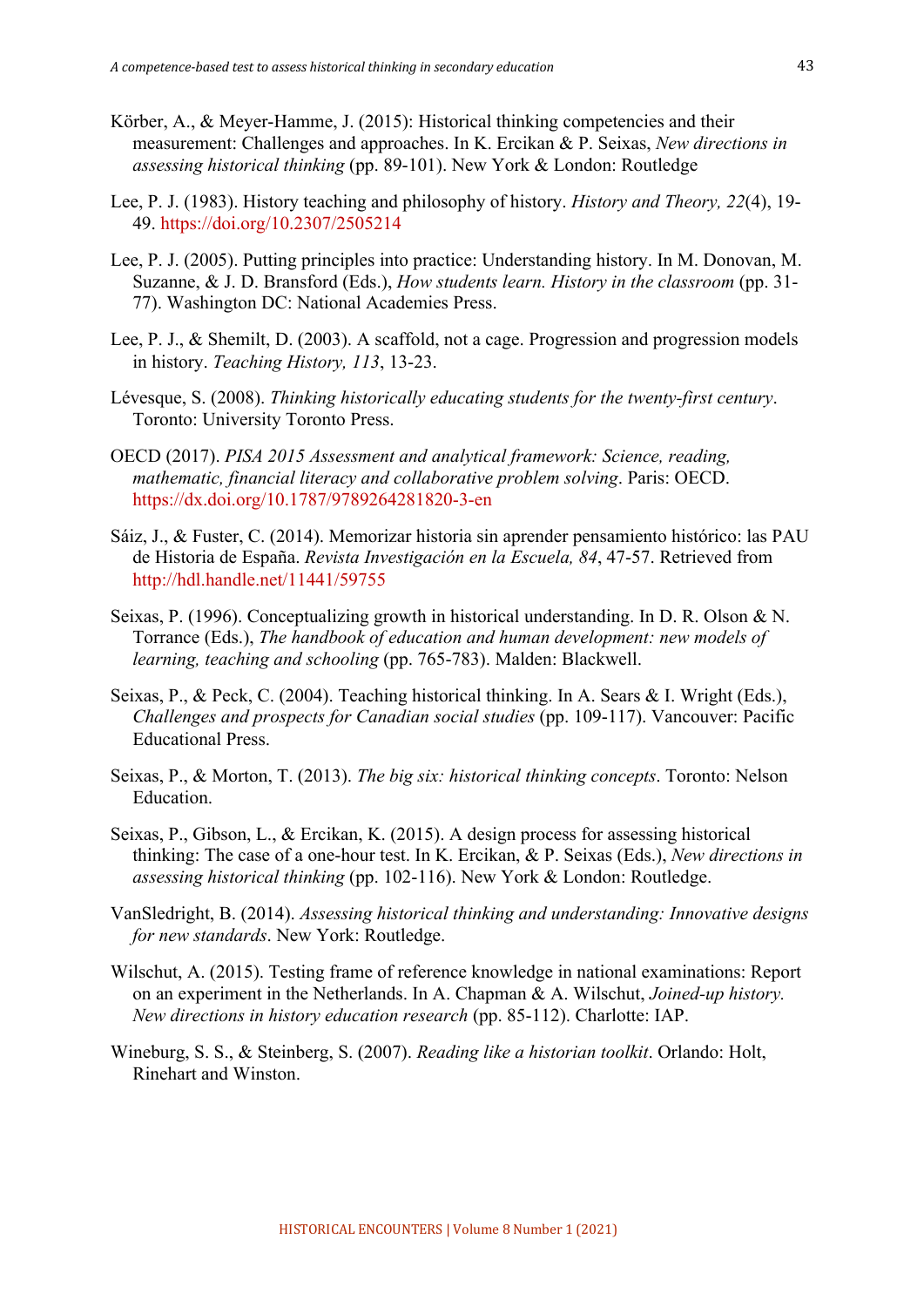Körber, A., & Meyer-Hamme, J. (2015): Historical thinking competencies and their measurement: Challenges and approaches. In K. Ercikan & P. Seixas, *New directions in assessing historical thinking* (pp. 89-101). New York & London: Routledge

Lee, P. J. (1983). History teaching and philosophy of history. *History and Theory, 22*(4), 19-49. https://doi.org/10.2307/2505214

Lee, P. J. (2005). Putting principles into practice: Understanding history. In M. Donovan, M. Suzanne, & J. D. Bransford (Eds.), *How students learn. History in the classroom* (pp. 31-77). Washington DC: National Academies Press.

Lee, P. J., & Shemilt, D. (2003). A scaffold, not a cage. Progression and progression models in history. *Teaching History, 113*, 13-23.

Lévesque, S. (2008). *Thinking historically educating students for the twenty-first century*. Toronto: University Toronto Press.

OECD (2017). *PISA 2015 Assessment and analytical framework: Science, reading, mathematic, financial literacy and collaborative problem solving*. Paris: OECD. https://dx.doi.org/10.1787/9789264281820-3-en

Sáiz, J., & Fuster, C. (2014). Memorizar historia sin aprender pensamiento histórico: las PAU de Historia de España. *Revista Investigación en la Escuela, 84*, 47-57. Retrieved from http://hdl.handle.net/11441/59755

Seixas, P. (1996). Conceptualizing growth in historical understanding. In D. R. Olson & N. Torrance (Eds.), *The handbook of education and human development: new models of learning, teaching and schooling* (pp. 765-783). Malden: Blackwell.

Seixas, P., & Peck, C. (2004). Teaching historical thinking. In A. Sears & I. Wright (Eds.), *Challenges and prospects for Canadian social studies* (pp. 109-117). Vancouver: Pacific Educational Press.

Seixas, P., & Morton, T. (2013). *The big six: historical thinking concepts*. Toronto: Nelson Education.

Seixas, P., Gibson, L., & Ercikan, K. (2015). A design process for assessing historical thinking: The case of a one-hour test. In K. Ercikan, & P. Seixas (Eds.), *New directions in assessing historical thinking* (pp. 102-116). New York & London: Routledge.

VanSledright, B. (2014). *Assessing historical thinking and understanding: Innovative designs for new standards*. New York: Routledge.

Wilschut, A. (2015). Testing frame of reference knowledge in national examinations: Report on an experiment in the Netherlands. In A. Chapman & A. Wilschut, *Joined-up history. New directions in history education research* (pp. 85-112). Charlotte: IAP.

Wineburg, S. S., & Steinberg, S. (2007). *Reading like a historian toolkit*. Orlando: Holt, Rinehart and Winston.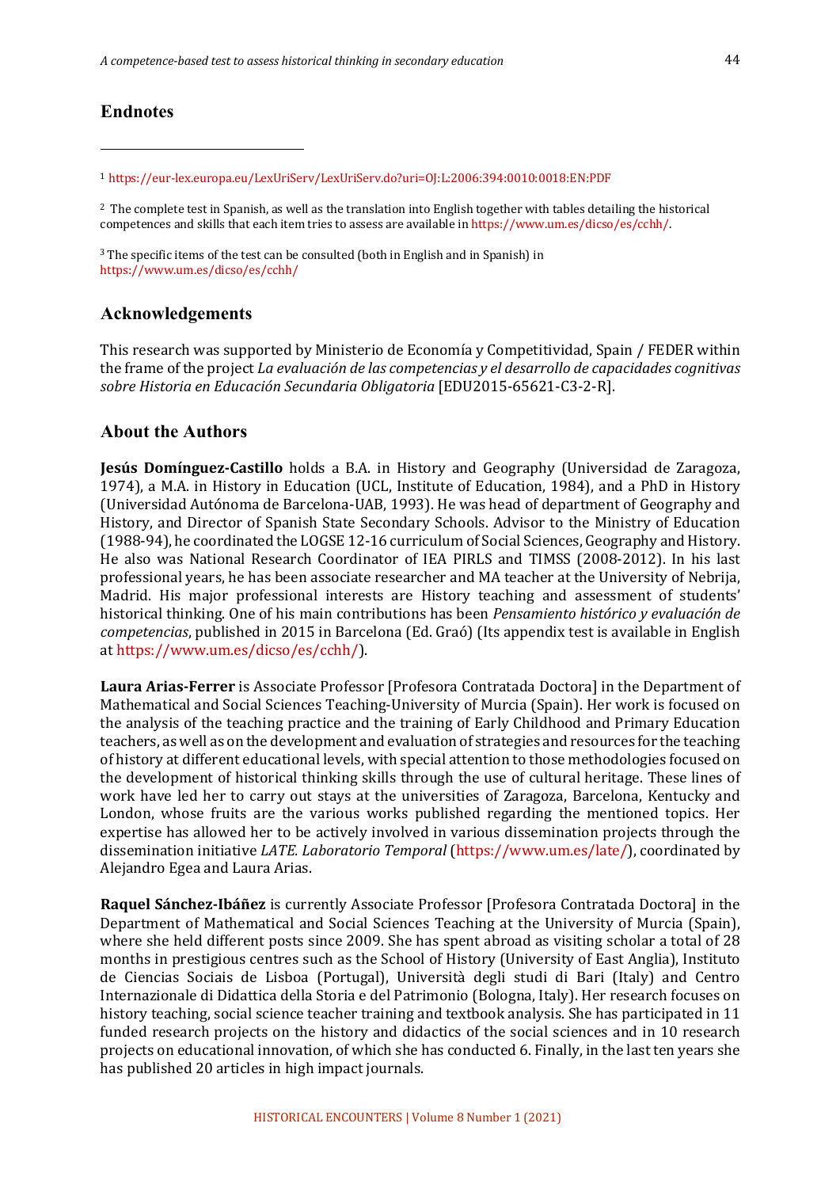## Endnotes

[1] https://eur-lex.europa.eu/LexUriServ/LexUriServ.do?uri=OJ:L:2006:394:0010:0018:EN:PDF

[2] The complete test in Spanish, as well as the translation into English together with tables detailing the historical competences and skills that each item tries to assess are available in https://www.um.es/dicso/es/cchh/.

[3] The specific items of the test can be consulted (both in English and in Spanish) in https://www.um.es/dicso/es/cchh/

## Acknowledgements

This research was supported by Ministerio de Economía y Competitividad, Spain / FEDER within the frame of the project *La evaluación de las competencias y el desarrollo de capacidades cognitivas sobre Historia en Educación Secundaria Obligatoria* [EDU2015-65621-C3-2-R].

## About the Authors

**Jesús Domínguez-Castillo** holds a B.A. in History and Geography (Universidad de Zaragoza, 1974), a M.A. in History in Education (UCL, Institute of Education, 1984), and a PhD in History (Universidad Autónoma de Barcelona-UAB, 1993). He was head of department of Geography and History, and Director of Spanish State Secondary Schools. Advisor to the Ministry of Education (1988-94), he coordinated the LOGSE 12-16 curriculum of Social Sciences, Geography and History. He also was National Research Coordinator of IEA PIRLS and TIMSS (2008-2012). In his last professional years, he has been associate researcher and MA teacher at the University of Nebrija, Madrid. His major professional interests are History teaching and assessment of students' historical thinking. One of his main contributions has been *Pensamiento histórico y evaluación de competencias*, published in 2015 in Barcelona (Ed. Graó) (Its appendix test is available in English at https://www.um.es/dicso/es/cchh/).

**Laura Arias-Ferrer** is Associate Professor [Profesora Contratada Doctora] in the Department of Mathematical and Social Sciences Teaching-University of Murcia (Spain). Her work is focused on the analysis of the teaching practice and the training of Early Childhood and Primary Education teachers, as well as on the development and evaluation of strategies and resources for the teaching of history at different educational levels, with special attention to those methodologies focused on the development of historical thinking skills through the use of cultural heritage. These lines of work have led her to carry out stays at the universities of Zaragoza, Barcelona, Kentucky and London, whose fruits are the various works published regarding the mentioned topics. Her expertise has allowed her to be actively involved in various dissemination projects through the dissemination initiative *LATE. Laboratorio Temporal* (https://www.um.es/late/), coordinated by Alejandro Egea and Laura Arias.

**Raquel Sánchez-Ibáñez** is currently Associate Professor [Profesora Contratada Doctora] in the Department of Mathematical and Social Sciences Teaching at the University of Murcia (Spain), where she held different posts since 2009. She has spent abroad as visiting scholar a total of 28 months in prestigious centres such as the School of History (University of East Anglia), Instituto de Ciencias Sociais de Lisboa (Portugal), Università degli studi di Bari (Italy) and Centro Internazionale di Didattica della Storia e del Patrimonio (Bologna, Italy). Her research focuses on history teaching, social science teacher training and textbook analysis. She has participated in 11 funded research projects on the history and didactics of the social sciences and in 10 research projects on educational innovation, of which she has conducted 6. Finally, in the last ten years she has published 20 articles in high impact journals.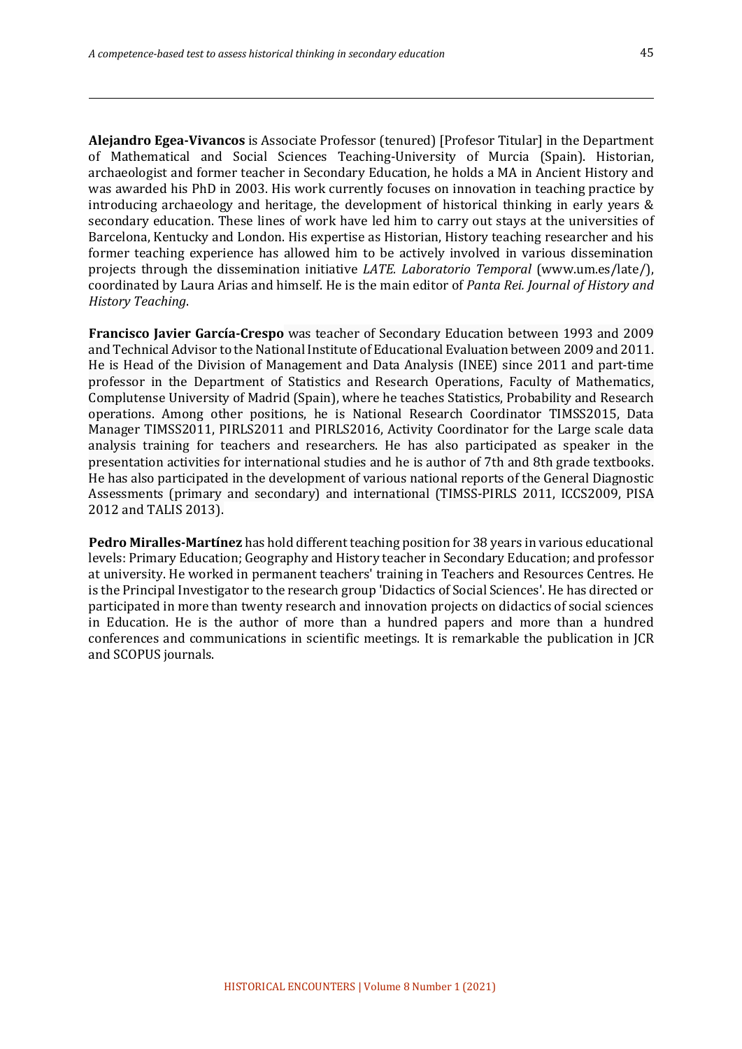**Alejandro Egea-Vivancos** is Associate Professor (tenured) [Profesor Titular] in the Department of Mathematical and Social Sciences Teaching-University of Murcia (Spain). Historian, archaeologist and former teacher in Secondary Education, he holds a MA in Ancient History and was awarded his PhD in 2003. His work currently focuses on innovation in teaching practice by introducing archaeology and heritage, the development of historical thinking in early years & secondary education. These lines of work have led him to carry out stays at the universities of Barcelona, Kentucky and London. His expertise as Historian, History teaching researcher and his former teaching experience has allowed him to be actively involved in various dissemination projects through the dissemination initiative *LATE. Laboratorio Temporal* (www.um.es/late/), coordinated by Laura Arias and himself. He is the main editor of *Panta Rei. Journal of History and History Teaching*.

**Francisco Javier García-Crespo** was teacher of Secondary Education between 1993 and 2009 and Technical Advisor to the National Institute of Educational Evaluation between 2009 and 2011. He is Head of the Division of Management and Data Analysis (INEE) since 2011 and part-time professor in the Department of Statistics and Research Operations, Faculty of Mathematics, Complutense University of Madrid (Spain), where he teaches Statistics, Probability and Research operations. Among other positions, he is National Research Coordinator TIMSS2015, Data Manager TIMSS2011, PIRLS2011 and PIRLS2016, Activity Coordinator for the Large scale data analysis training for teachers and researchers. He has also participated as speaker in the presentation activities for international studies and he is author of 7th and 8th grade textbooks. He has also participated in the development of various national reports of the General Diagnostic Assessments (primary and secondary) and international (TIMSS-PIRLS 2011, ICCS2009, PISA 2012 and TALIS 2013).

**Pedro Miralles-Martínez** has hold different teaching position for 38 years in various educational levels: Primary Education; Geography and History teacher in Secondary Education; and professor at university. He worked in permanent teachers' training in Teachers and Resources Centres. He is the Principal Investigator to the research group 'Didactics of Social Sciences'. He has directed or participated in more than twenty research and innovation projects on didactics of social sciences in Education. He is the author of more than a hundred papers and more than a hundred conferences and communications in scientific meetings. It is remarkable the publication in JCR and SCOPUS journals.